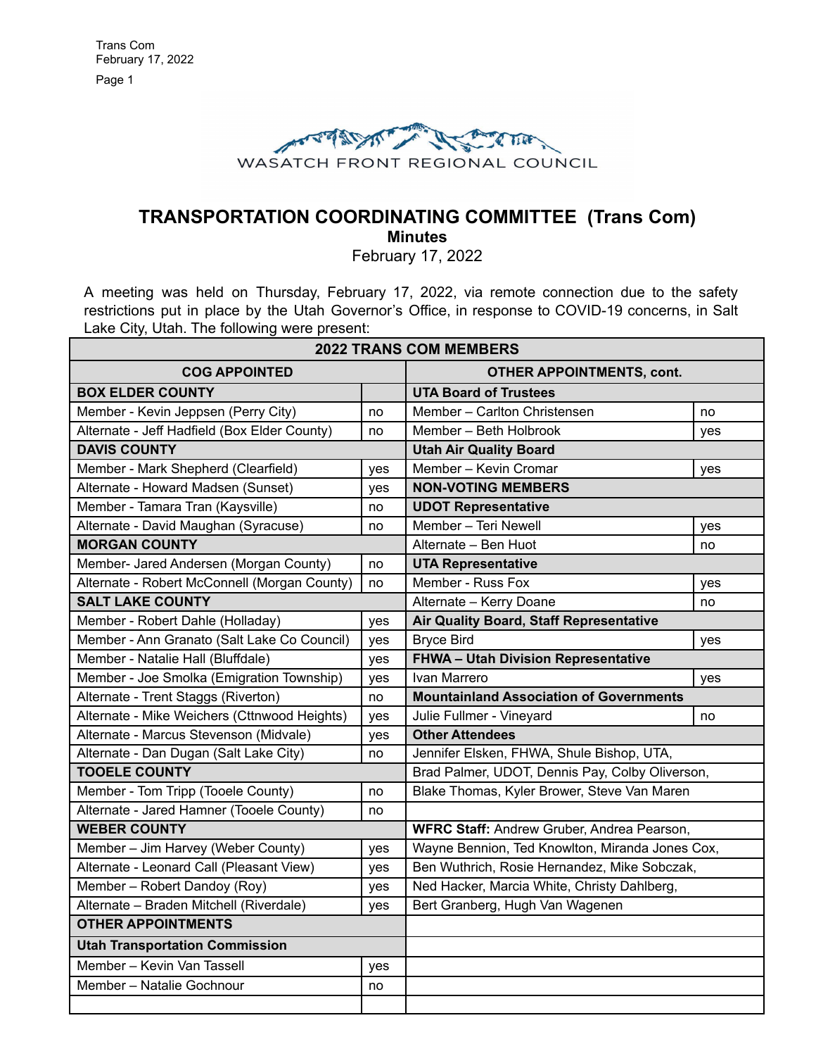WASATCH FRONT REGIONAL COUNCIL

# TRANSPORTATION COORDINATING COMMITTEE (Trans Com)

## Minutes

February 17, 2022

A meeting was held on Thursday, February 17, 2022, via remote connection due to the safety restrictions put in place by the Utah Governor's Office, in response to COVID-19 concerns, in Salt Lake City, Utah. The following were present:

| 2022 TRANS COM MEMBERS | | | |
|---|---|---|---|
| **COG APPOINTED** | | **OTHER APPOINTMENTS, cont.** | |
| **BOX ELDER COUNTY** | | **UTA Board of Trustees** | |
| Member - Kevin Jeppsen (Perry City) | no | Member – Carlton Christensen | no |
| Alternate - Jeff Hadfield (Box Elder County) | no | Member – Beth Holbrook | yes |
| **DAVIS COUNTY** | | **Utah Air Quality Board** | |
| Member - Mark Shepherd (Clearfield) | yes | Member – Kevin Cromar | yes |
| Alternate - Howard Madsen (Sunset) | yes | **NON-VOTING MEMBERS** | |
| Member - Tamara Tran (Kaysville) | no | **UDOT Representative** | |
| Alternate - David Maughan (Syracuse) | no | Member – Teri Newell | yes |
| **MORGAN COUNTY** | | Alternate – Ben Huot | no |
| Member- Jared Andersen (Morgan County) | no | **UTA Representative** | |
| Alternate - Robert McConnell (Morgan County) | no | Member - Russ Fox | yes |
| **SALT LAKE COUNTY** | | Alternate – Kerry Doane | no |
| Member - Robert Dahle (Holladay) | yes | **Air Quality Board, Staff Representative** | |
| Member - Ann Granato (Salt Lake Co Council) | yes | Bryce Bird | yes |
| Member - Natalie Hall (Bluffdale) | yes | **FHWA – Utah Division Representative** | |
| Member - Joe Smolka (Emigration Township) | yes | Ivan Marrero | yes |
| Alternate - Trent Staggs (Riverton) | no | **Mountainland Association of Governments** | |
| Alternate - Mike Weichers (Cttnwood Heights) | yes | Julie Fullmer - Vineyard | no |
| Alternate - Marcus Stevenson (Midvale) | yes | **Other Attendees** | |
| Alternate - Dan Dugan (Salt Lake City) | no | Jennifer Elsken, FHWA, Shule Bishop, UTA, | |
| **TOOELE COUNTY** | | Brad Palmer, UDOT, Dennis Pay, Colby Oliverson, | |
| Member - Tom Tripp (Tooele County) | no | Blake Thomas, Kyler Brower, Steve Van Maren | |
| Alternate - Jared Hamner (Tooele County) | no | | |
| **WEBER COUNTY** | | **WFRC Staff:** Andrew Gruber, Andrea Pearson, | |
| Member – Jim Harvey (Weber County) | yes | Wayne Bennion, Ted Knowlton, Miranda Jones Cox, | |
| Alternate - Leonard Call (Pleasant View) | yes | Ben Wuthrich, Rosie Hernandez, Mike Sobczak, | |
| Member – Robert Dandoy (Roy) | yes | Ned Hacker, Marcia White, Christy Dahlberg, | |
| Alternate – Braden Mitchell (Riverdale) | yes | Bert Granberg, Hugh Van Wagenen | |
| **OTHER APPOINTMENTS** | | | |
| **Utah Transportation Commission** | | | |
| Member – Kevin Van Tassell | yes | | |
| Member – Natalie Gochnour | no | | |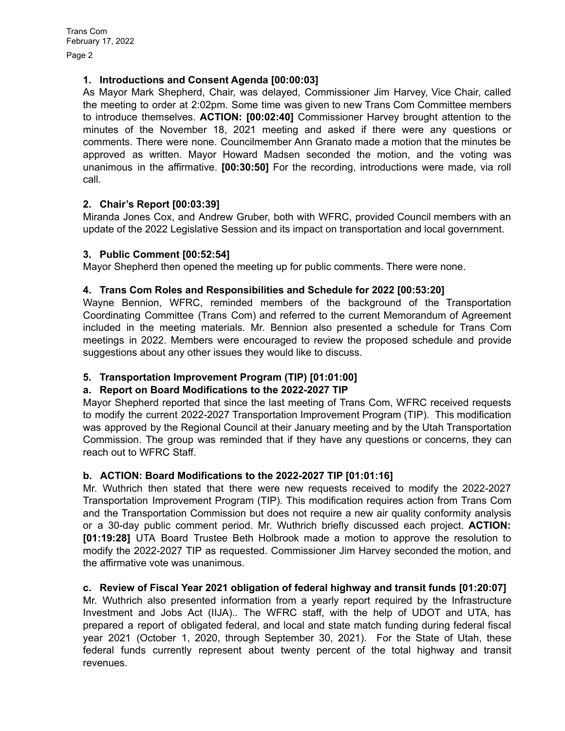### 1. Introductions and Consent Agenda [00:00:03]

As Mayor Mark Shepherd, Chair, was delayed, Commissioner Jim Harvey, Vice Chair, called the meeting to order at 2:02pm. Some time was given to new Trans Com Committee members to introduce themselves. **ACTION: [00:02:40]** Commissioner Harvey brought attention to the minutes of the November 18, 2021 meeting and asked if there were any questions or comments. There were none. Councilmember Ann Granato made a motion that the minutes be approved as written. Mayor Howard Madsen seconded the motion, and the voting was unanimous in the affirmative. **[00:30:50]** For the recording, introductions were made, via roll call.

### 2. Chair's Report [00:03:39]

Miranda Jones Cox, and Andrew Gruber, both with WFRC, provided Council members with an update of the 2022 Legislative Session and its impact on transportation and local government.

### 3. Public Comment [00:52:54]

Mayor Shepherd then opened the meeting up for public comments. There were none.

### 4. Trans Com Roles and Responsibilities and Schedule for 2022 [00:53:20]

Wayne Bennion, WFRC, reminded members of the background of the Transportation Coordinating Committee (Trans Com) and referred to the current Memorandum of Agreement included in the meeting materials. Mr. Bennion also presented a schedule for Trans Com meetings in 2022. Members were encouraged to review the proposed schedule and provide suggestions about any other issues they would like to discuss.

### 5. Transportation Improvement Program (TIP) [01:01:00]

#### a. Report on Board Modifications to the 2022-2027 TIP

Mayor Shepherd reported that since the last meeting of Trans Com, WFRC received requests to modify the current 2022-2027 Transportation Improvement Program (TIP). This modification was approved by the Regional Council at their January meeting and by the Utah Transportation Commission. The group was reminded that if they have any questions or concerns, they can reach out to WFRC Staff.

#### b. ACTION: Board Modifications to the 2022-2027 TIP [01:01:16]

Mr. Wuthrich then stated that there were new requests received to modify the 2022-2027 Transportation Improvement Program (TIP). This modification requires action from Trans Com and the Transportation Commission but does not require a new air quality conformity analysis or a 30-day public comment period. Mr. Wuthrich briefly discussed each project. **ACTION: [01:19:28]** UTA Board Trustee Beth Holbrook made a motion to approve the resolution to modify the 2022-2027 TIP as requested. Commissioner Jim Harvey seconded the motion, and the affirmative vote was unanimous.

#### c. Review of Fiscal Year 2021 obligation of federal highway and transit funds [01:20:07]

Mr. Wuthrich also presented information from a yearly report required by the Infrastructure Investment and Jobs Act (IIJA).. The WFRC staff, with the help of UDOT and UTA, has prepared a report of obligated federal, and local and state match funding during federal fiscal year 2021 (October 1, 2020, through September 30, 2021). For the State of Utah, these federal funds currently represent about twenty percent of the total highway and transit revenues.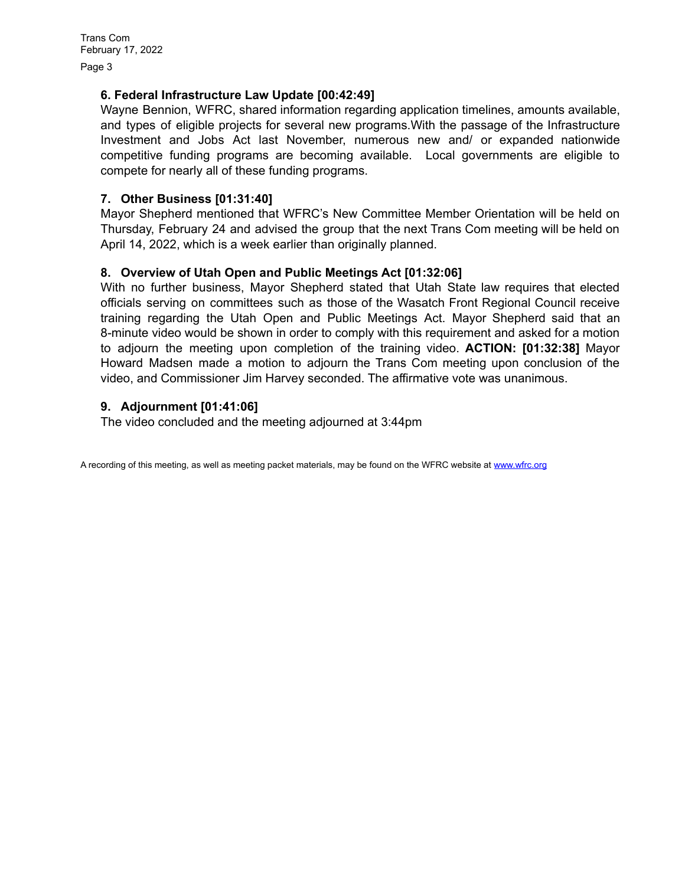### 6. Federal Infrastructure Law Update [00:42:49]

Wayne Bennion, WFRC, shared information regarding application timelines, amounts available, and types of eligible projects for several new programs.With the passage of the Infrastructure Investment and Jobs Act last November, numerous new and/ or expanded nationwide competitive funding programs are becoming available. Local governments are eligible to compete for nearly all of these funding programs.

### 7. Other Business [01:31:40]

Mayor Shepherd mentioned that WFRC's New Committee Member Orientation will be held on Thursday, February 24 and advised the group that the next Trans Com meeting will be held on April 14, 2022, which is a week earlier than originally planned.

### 8. Overview of Utah Open and Public Meetings Act [01:32:06]

With no further business, Mayor Shepherd stated that Utah State law requires that elected officials serving on committees such as those of the Wasatch Front Regional Council receive training regarding the Utah Open and Public Meetings Act. Mayor Shepherd said that an 8-minute video would be shown in order to comply with this requirement and asked for a motion to adjourn the meeting upon completion of the training video. **ACTION: [01:32:38]** Mayor Howard Madsen made a motion to adjourn the Trans Com meeting upon conclusion of the video, and Commissioner Jim Harvey seconded. The affirmative vote was unanimous.

### 9. Adjournment [01:41:06]

The video concluded and the meeting adjourned at 3:44pm

A recording of this meeting, as well as meeting packet materials, may be found on the WFRC website at www.wfrc.org